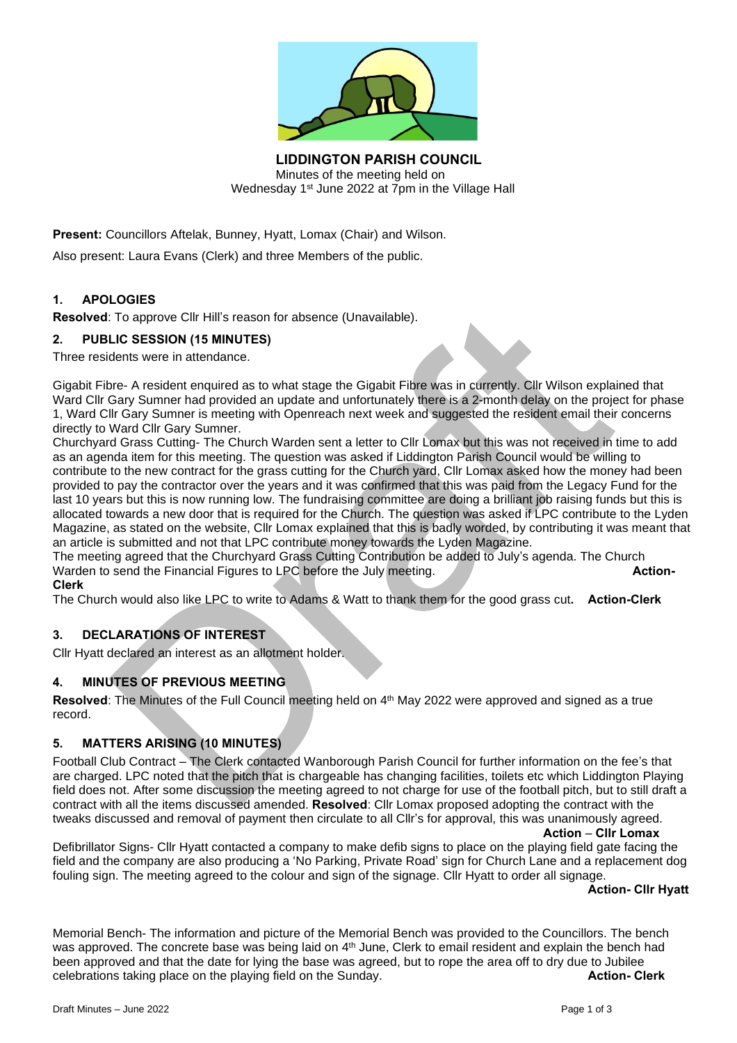# LIDDINGTON PARISH COUNCIL

Minutes of the meeting held on
Wednesday 1st June 2022 at 7pm in the Village Hall

**Present:** Councillors Aftelak, Bunney, Hyatt, Lomax (Chair) and Wilson.

Also present: Laura Evans (Clerk) and three Members of the public.

## 1. APOLOGIES

**Resolved**: To approve Cllr Hill's reason for absence (Unavailable).

## 2. PUBLIC SESSION (15 MINUTES)

Three residents were in attendance.

Gigabit Fibre- A resident enquired as to what stage the Gigabit Fibre was in currently. Cllr Wilson explained that Ward Cllr Gary Sumner had provided an update and unfortunately there is a 2-month delay on the project for phase 1, Ward Cllr Gary Sumner is meeting with Openreach next week and suggested the resident email their concerns directly to Ward Cllr Gary Sumner.

Churchyard Grass Cutting- The Church Warden sent a letter to Cllr Lomax but this was not received in time to add as an agenda item for this meeting. The question was asked if Liddington Parish Council would be willing to contribute to the new contract for the grass cutting for the Church yard, Cllr Lomax asked how the money had been provided to pay the contractor over the years and it was confirmed that this was paid from the Legacy Fund for the last 10 years but this is now running low. The fundraising committee are doing a brilliant job raising funds but this is allocated towards a new door that is required for the Church. The question was asked if LPC contribute to the Lyden Magazine, as stated on the website, Cllr Lomax explained that this is badly worded, by contributing it was meant that an article is submitted and not that LPC contribute money towards the Lyden Magazine.

The meeting agreed that the Churchyard Grass Cutting Contribution be added to July's agenda. The Church Warden to send the Financial Figures to LPC before the July meeting. **Action-Clerk**

The Church would also like LPC to write to Adams & Watt to thank them for the good grass cut. **Action-Clerk**

## 3. DECLARATIONS OF INTEREST

Cllr Hyatt declared an interest as an allotment holder.

## 4. MINUTES OF PREVIOUS MEETING

**Resolved**: The Minutes of the Full Council meeting held on 4th May 2022 were approved and signed as a true record.

## 5. MATTERS ARISING (10 MINUTES)

Football Club Contract – The Clerk contacted Wanborough Parish Council for further information on the fee's that are charged. LPC noted that the pitch that is chargeable has changing facilities, toilets etc which Liddington Playing field does not. After some discussion the meeting agreed to not charge for use of the football pitch, but to still draft a contract with all the items discussed amended. **Resolved**: Cllr Lomax proposed adopting the contract with the tweaks discussed and removal of payment then circulate to all Cllr's for approval, this was unanimously agreed.

**Action – Cllr Lomax**

Defibrillator Signs- Cllr Hyatt contacted a company to make defib signs to place on the playing field gate facing the field and the company are also producing a 'No Parking, Private Road' sign for Church Lane and a replacement dog fouling sign. The meeting agreed to the colour and sign of the signage. Cllr Hyatt to order all signage.

**Action- Cllr Hyatt**

Memorial Bench- The information and picture of the Memorial Bench was provided to the Councillors. The bench was approved. The concrete base was being laid on 4th June, Clerk to email resident and explain the bench had been approved and that the date for lying the base was agreed, but to rope the area off to dry due to Jubilee celebrations taking place on the playing field on the Sunday. **Action- Clerk**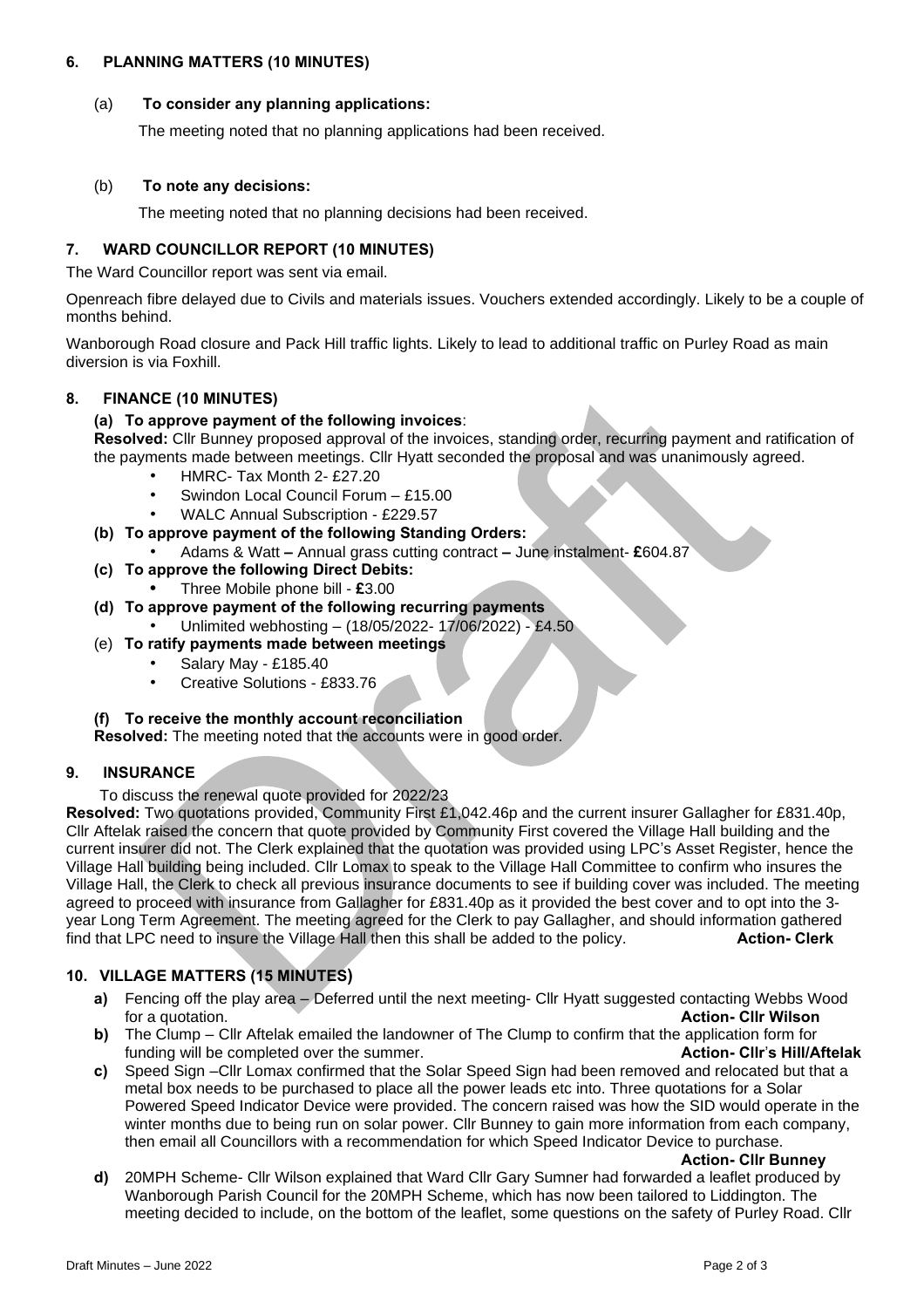## 6. PLANNING MATTERS (10 MINUTES)

(a) **To consider any planning applications:**

The meeting noted that no planning applications had been received.

(b) **To note any decisions:**

The meeting noted that no planning decisions had been received.

## 7. WARD COUNCILLOR REPORT (10 MINUTES)

The Ward Councillor report was sent via email.

Openreach fibre delayed due to Civils and materials issues. Vouchers extended accordingly. Likely to be a couple of months behind.

Wanborough Road closure and Pack Hill traffic lights. Likely to lead to additional traffic on Purley Road as main diversion is via Foxhill.

## 8. FINANCE (10 MINUTES)

**(a) To approve payment of the following invoices**:

**Resolved:** Cllr Bunney proposed approval of the invoices, standing order, recurring payment and ratification of the payments made between meetings. Cllr Hyatt seconded the proposal and was unanimously agreed.

- HMRC- Tax Month 2- £27.20
- Swindon Local Council Forum – £15.00
- WALC Annual Subscription - £229.57

**(b) To approve payment of the following Standing Orders:**

- Adams & Watt **–** Annual grass cutting contract **–** June instalment- **£**604.87

**(c) To approve the following Direct Debits:**

- Three Mobile phone bill - **£**3.00

**(d) To approve payment of the following recurring payments**

- Unlimited webhosting – (18/05/2022- 17/06/2022) - £4.50

(e) **To ratify payments made between meetings**

- Salary May - £185.40
- Creative Solutions - £833.76

**(f) To receive the monthly account reconciliation**

**Resolved:** The meeting noted that the accounts were in good order.

## 9. INSURANCE

To discuss the renewal quote provided for 2022/23

**Resolved:** Two quotations provided, Community First £1,042.46p and the current insurer Gallagher for £831.40p, Cllr Aftelak raised the concern that quote provided by Community First covered the Village Hall building and the current insurer did not. The Clerk explained that the quotation was provided using LPC's Asset Register, hence the Village Hall building being included. Cllr Lomax to speak to the Village Hall Committee to confirm who insures the Village Hall, the Clerk to check all previous insurance documents to see if building cover was included. The meeting agreed to proceed with insurance from Gallagher for £831.40p as it provided the best cover and to opt into the 3-year Long Term Agreement. The meeting agreed for the Clerk to pay Gallagher, and should information gathered find that LPC need to insure the Village Hall then this shall be added to the policy. **Action- Clerk**

## 10. VILLAGE MATTERS (15 MINUTES)

**a)** Fencing off the play area – Deferred until the next meeting- Cllr Hyatt suggested contacting Webbs Wood for a quotation. **Action- Cllr Wilson**

**b)** The Clump – Cllr Aftelak emailed the landowner of The Clump to confirm that the application form for funding will be completed over the summer. **Action- Cllr's Hill/Aftelak**

**c)** Speed Sign –Cllr Lomax confirmed that the Solar Speed Sign had been removed and relocated but that a metal box needs to be purchased to place all the power leads etc into. Three quotations for a Solar Powered Speed Indicator Device were provided. The concern raised was how the SID would operate in the winter months due to being run on solar power. Cllr Bunney to gain more information from each company, then email all Councillors with a recommendation for which Speed Indicator Device to purchase. **Action- Cllr Bunney**

**d)** 20MPH Scheme- Cllr Wilson explained that Ward Cllr Gary Sumner had forwarded a leaflet produced by Wanborough Parish Council for the 20MPH Scheme, which has now been tailored to Liddington. The meeting decided to include, on the bottom of the leaflet, some questions on the safety of Purley Road. Cllr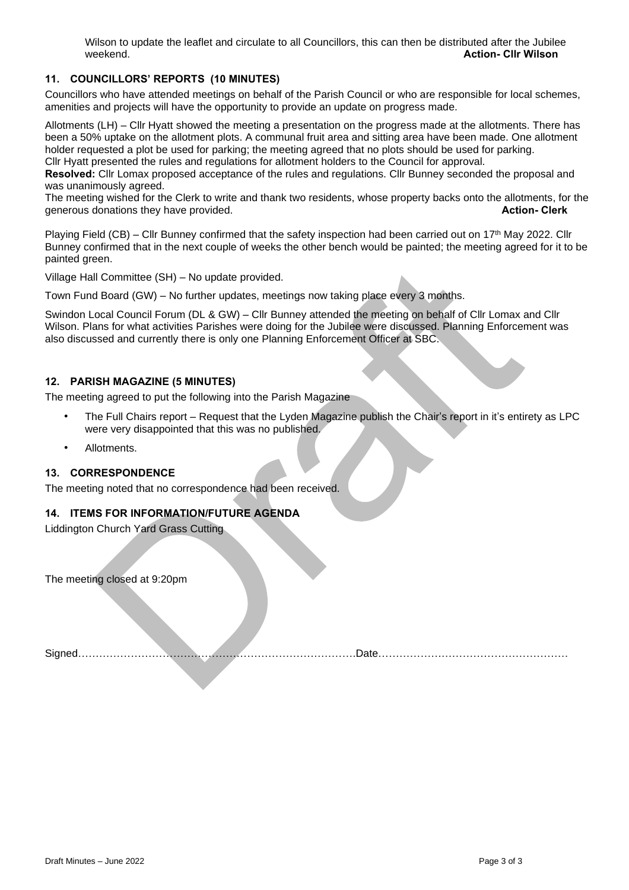Wilson to update the leaflet and circulate to all Councillors, this can then be distributed after the Jubilee weekend. **Action- Cllr Wilson**

### 11. COUNCILLORS' REPORTS (10 MINUTES)

Councillors who have attended meetings on behalf of the Parish Council or who are responsible for local schemes, amenities and projects will have the opportunity to provide an update on progress made.

Allotments (LH) – Cllr Hyatt showed the meeting a presentation on the progress made at the allotments. There has been a 50% uptake on the allotment plots. A communal fruit area and sitting area have been made. One allotment holder requested a plot be used for parking; the meeting agreed that no plots should be used for parking. Cllr Hyatt presented the rules and regulations for allotment holders to the Council for approval.

**Resolved:** Cllr Lomax proposed acceptance of the rules and regulations. Cllr Bunney seconded the proposal and was unanimously agreed.

The meeting wished for the Clerk to write and thank two residents, whose property backs onto the allotments, for the generous donations they have provided. **Action- Clerk**

Playing Field (CB) – Cllr Bunney confirmed that the safety inspection had been carried out on 17th May 2022. Cllr Bunney confirmed that in the next couple of weeks the other bench would be painted; the meeting agreed for it to be painted green.

Village Hall Committee (SH) – No update provided.

Town Fund Board (GW) – No further updates, meetings now taking place every 3 months.

Swindon Local Council Forum (DL & GW) – Cllr Bunney attended the meeting on behalf of Cllr Lomax and Cllr Wilson. Plans for what activities Parishes were doing for the Jubilee were discussed. Planning Enforcement was also discussed and currently there is only one Planning Enforcement Officer at SBC.

### 12. PARISH MAGAZINE (5 MINUTES)

The meeting agreed to put the following into the Parish Magazine

- The Full Chairs report – Request that the Lyden Magazine publish the Chair's report in it's entirety as LPC were very disappointed that this was no published.
- Allotments.

### 13. CORRESPONDENCE

The meeting noted that no correspondence had been received.

### 14. ITEMS FOR INFORMATION/FUTURE AGENDA

Liddington Church Yard Grass Cutting

The meeting closed at 9:20pm

Signed……………………………………………………………………Date………………………………………………